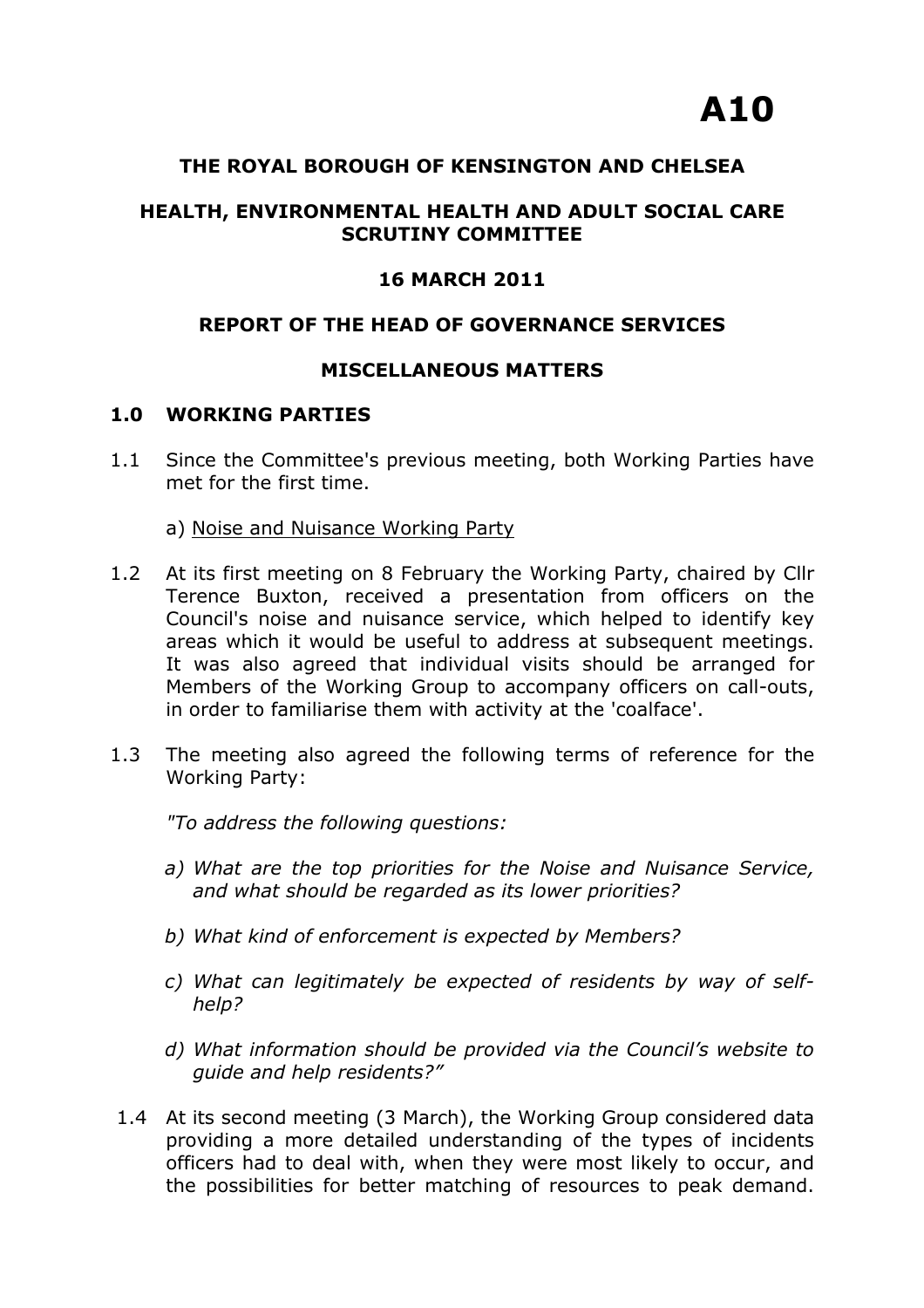# A10

**THE ROYAL BOROUGH OF KENSINGTON AND CHELSEA**

**HEALTH, ENVIRONMENTAL HEALTH AND ADULT SOCIAL CARE SCRUTINY COMMITTEE**

**16 MARCH 2011**

**REPORT OF THE HEAD OF GOVERNANCE SERVICES**

**MISCELLANEOUS MATTERS**

## 1.0 WORKING PARTIES

1.1 Since the Committee's previous meeting, both Working Parties have met for the first time.

a) Noise and Nuisance Working Party

1.2 At its first meeting on 8 February the Working Party, chaired by Cllr Terence Buxton, received a presentation from officers on the Council's noise and nuisance service, which helped to identify key areas which it would be useful to address at subsequent meetings. It was also agreed that individual visits should be arranged for Members of the Working Group to accompany officers on call-outs, in order to familiarise them with activity at the 'coalface'.

1.3 The meeting also agreed the following terms of reference for the Working Party:

*"To address the following questions:*

*a) What are the top priorities for the Noise and Nuisance Service, and what should be regarded as its lower priorities?*

*b) What kind of enforcement is expected by Members?*

*c) What can legitimately be expected of residents by way of self-help?*

*d) What information should be provided via the Council's website to guide and help residents?"*

1.4 At its second meeting (3 March), the Working Group considered data providing a more detailed understanding of the types of incidents officers had to deal with, when they were most likely to occur, and the possibilities for better matching of resources to peak demand.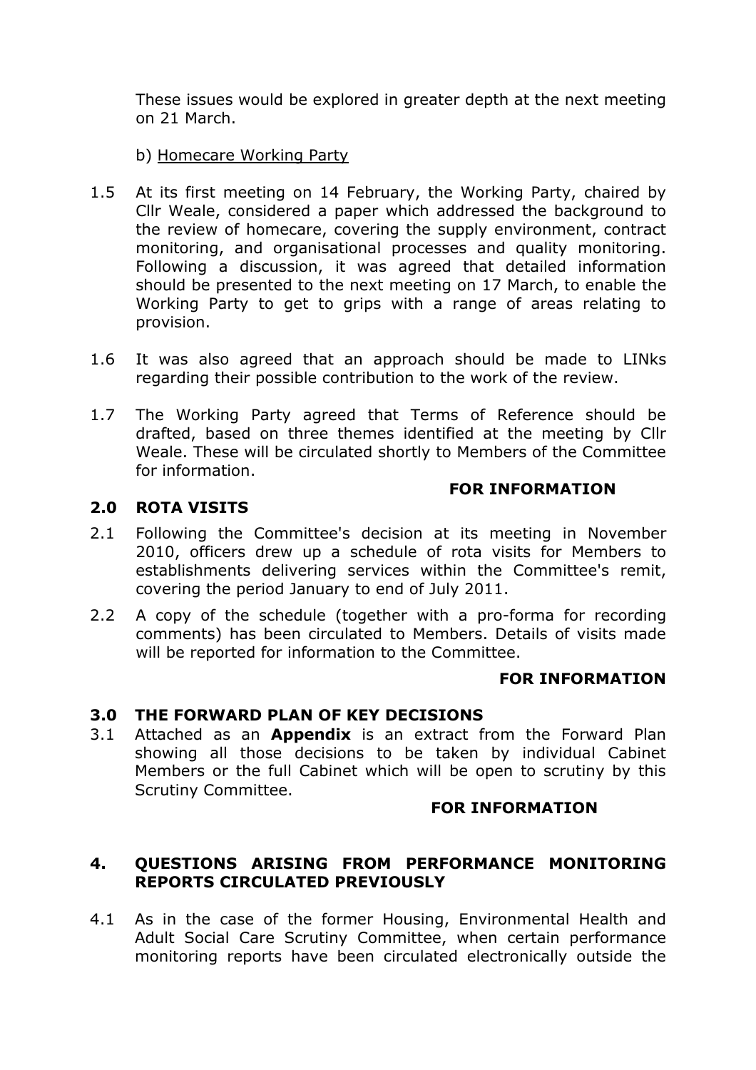These issues would be explored in greater depth at the next meeting on 21 March.

b) Homecare Working Party

1.5 At its first meeting on 14 February, the Working Party, chaired by Cllr Weale, considered a paper which addressed the background to the review of homecare, covering the supply environment, contract monitoring, and organisational processes and quality monitoring. Following a discussion, it was agreed that detailed information should be presented to the next meeting on 17 March, to enable the Working Party to get to grips with a range of areas relating to provision.

1.6 It was also agreed that an approach should be made to LINks regarding their possible contribution to the work of the review.

1.7 The Working Party agreed that Terms of Reference should be drafted, based on three themes identified at the meeting by Cllr Weale. These will be circulated shortly to Members of the Committee for information.

**FOR INFORMATION**

## 2.0 ROTA VISITS

2.1 Following the Committee's decision at its meeting in November 2010, officers drew up a schedule of rota visits for Members to establishments delivering services within the Committee's remit, covering the period January to end of July 2011.

2.2 A copy of the schedule (together with a pro-forma for recording comments) has been circulated to Members. Details of visits made will be reported for information to the Committee.

**FOR INFORMATION**

## 3.0 THE FORWARD PLAN OF KEY DECISIONS

3.1 Attached as an **Appendix** is an extract from the Forward Plan showing all those decisions to be taken by individual Cabinet Members or the full Cabinet which will be open to scrutiny by this Scrutiny Committee.

**FOR INFORMATION**

## 4. QUESTIONS ARISING FROM PERFORMANCE MONITORING REPORTS CIRCULATED PREVIOUSLY

4.1 As in the case of the former Housing, Environmental Health and Adult Social Care Scrutiny Committee, when certain performance monitoring reports have been circulated electronically outside the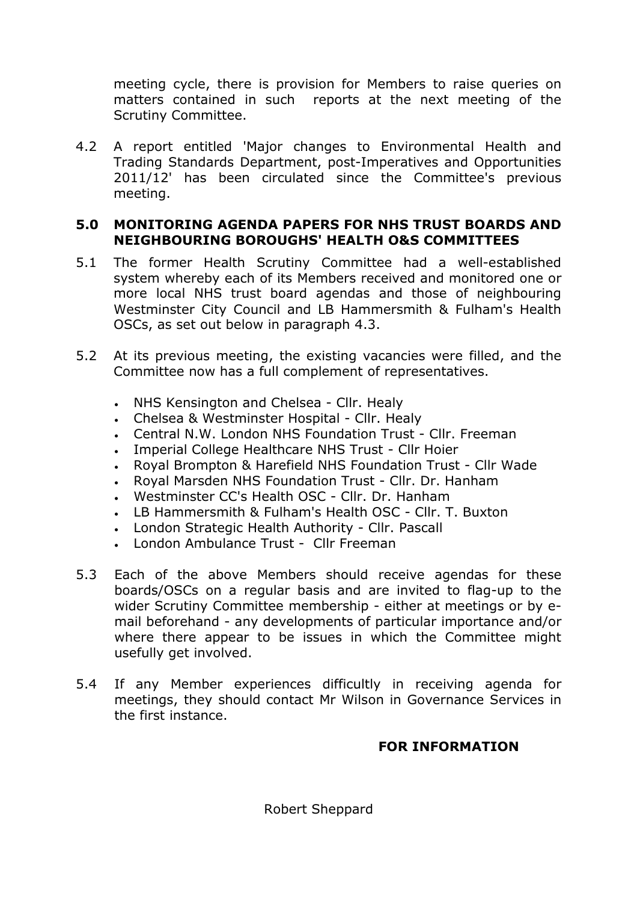meeting cycle, there is provision for Members to raise queries on matters contained in such reports at the next meeting of the Scrutiny Committee.

4.2 A report entitled 'Major changes to Environmental Health and Trading Standards Department, post-Imperatives and Opportunities 2011/12' has been circulated since the Committee's previous meeting.

## 5.0 MONITORING AGENDA PAPERS FOR NHS TRUST BOARDS AND NEIGHBOURING BOROUGHS' HEALTH O&S COMMITTEES

5.1 The former Health Scrutiny Committee had a well-established system whereby each of its Members received and monitored one or more local NHS trust board agendas and those of neighbouring Westminster City Council and LB Hammersmith & Fulham's Health OSCs, as set out below in paragraph 4.3.

5.2 At its previous meeting, the existing vacancies were filled, and the Committee now has a full complement of representatives.

- NHS Kensington and Chelsea - Cllr. Healy
- Chelsea & Westminster Hospital - Cllr. Healy
- Central N.W. London NHS Foundation Trust - Cllr. Freeman
- Imperial College Healthcare NHS Trust - Cllr Hoier
- Royal Brompton & Harefield NHS Foundation Trust - Cllr Wade
- Royal Marsden NHS Foundation Trust - Cllr. Dr. Hanham
- Westminster CC's Health OSC - Cllr. Dr. Hanham
- LB Hammersmith & Fulham's Health OSC - Cllr. T. Buxton
- London Strategic Health Authority - Cllr. Pascall
- London Ambulance Trust - Cllr Freeman

5.3 Each of the above Members should receive agendas for these boards/OSCs on a regular basis and are invited to flag-up to the wider Scrutiny Committee membership - either at meetings or by e-mail beforehand - any developments of particular importance and/or where there appear to be issues in which the Committee might usefully get involved.

5.4 If any Member experiences difficultly in receiving agenda for meetings, they should contact Mr Wilson in Governance Services in the first instance.

**FOR INFORMATION**

Robert Sheppard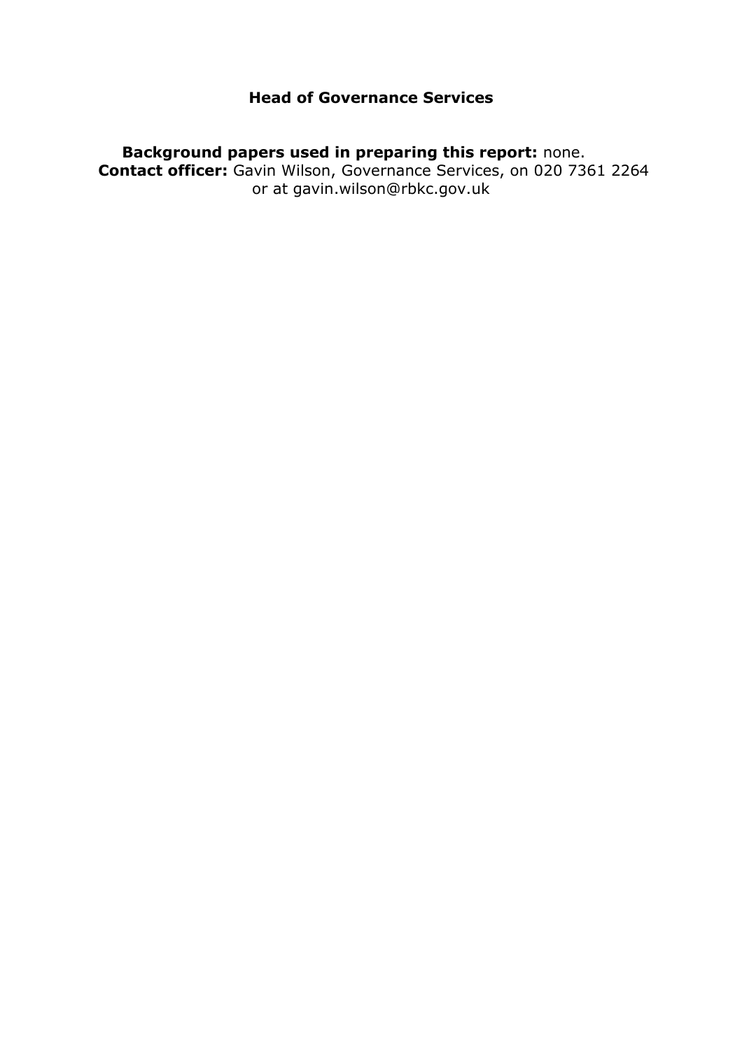**Head of Governance Services**

**Background papers used in preparing this report:** none.
**Contact officer:** Gavin Wilson, Governance Services, on 020 7361 2264 or at gavin.wilson@rbkc.gov.uk